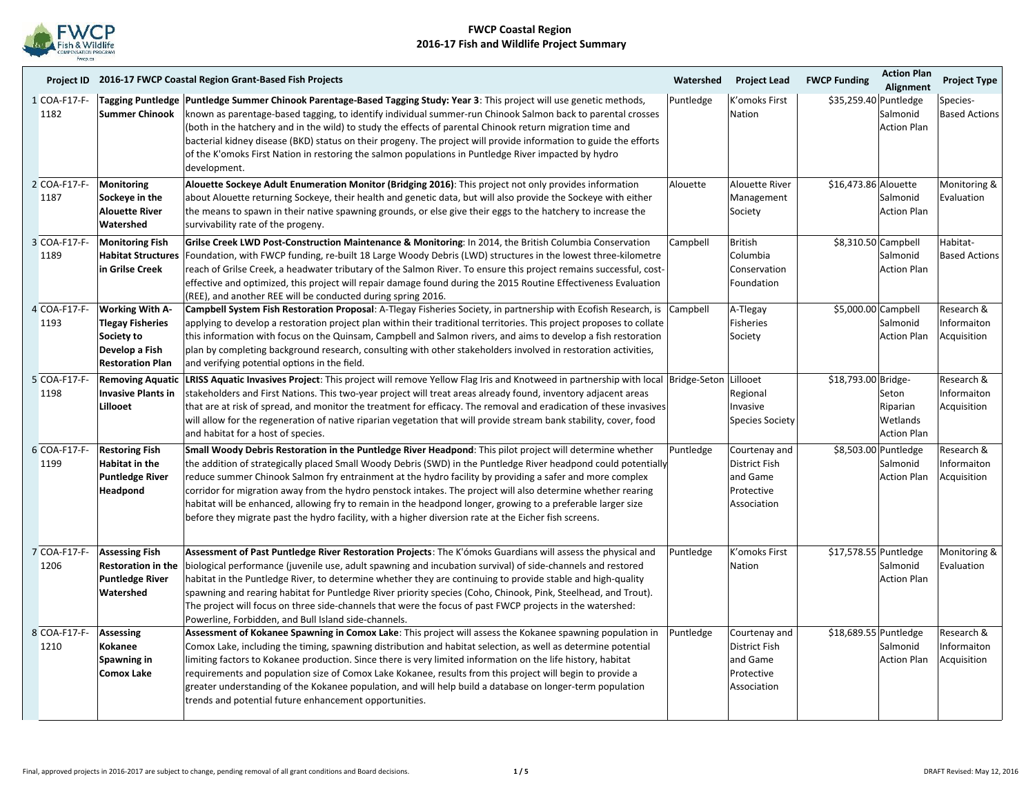# FWCP Coastal Region
## 2016-17 Fish and Wildlife Project Summary

| | Project ID | 2016-17 FWCP Coastal Region Grant-Based Fish Projects | | Watershed | Project Lead | FWCP Funding | Action Plan Alignment | Project Type |
|---|---|---|---|---|---|---|---|---|
| 1 | COA-F17-F-1182 | **Tagging Puntledge Summer Chinook** | **Puntledge Summer Chinook Parentage-Based Tagging Study: Year 3**: This project will use genetic methods, known as parentage-based tagging, to identify individual summer-run Chinook Salmon back to parental crosses (both in the hatchery and in the wild) to study the effects of parental Chinook return migration time and bacterial kidney disease (BKD) status on their progeny. The project will provide information to guide the efforts of the K'omoks First Nation in restoring the salmon populations in Puntledge River impacted by hydro development. | Puntledge | K'omoks First Nation | $35,259.40 | Puntledge Salmonid Action Plan | Species-Based Actions |
| 2 | COA-F17-F-1187 | **Monitoring Sockeye in the Alouette River Watershed** | **Alouette Sockeye Adult Enumeration Monitor (Bridging 2016)**: This project not only provides information about Alouette returning Sockeye, their health and genetic data, but will also provide the Sockeye with either the means to spawn in their native spawning grounds, or else give their eggs to the hatchery to increase the survivability rate of the progeny. | Alouette | Alouette River Management Society | $16,473.86 | Alouette Salmonid Action Plan | Monitoring & Evaluation |
| 3 | COA-F17-F-1189 | **Monitoring Fish Habitat Structures in Grilse Creek** | **Grilse Creek LWD Post-Construction Maintenance & Monitoring**: In 2014, the British Columbia Conservation Foundation, with FWCP funding, re-built 18 Large Woody Debris (LWD) structures in the lowest three-kilometre reach of Grilse Creek, a headwater tributary of the Salmon River. To ensure this project remains successful, cost-effective and optimized, this project will repair damage found during the 2015 Routine Effectiveness Evaluation (REE), and another REE will be conducted during spring 2016. | Campbell | British Columbia Conservation Foundation | $8,310.50 | Campbell Salmonid Action Plan | Habitat-Based Actions |
| 4 | COA-F17-F-1193 | **Working With A-Tlegay Fisheries Society to Develop a Fish Restoration Plan** | **Campbell System Fish Restoration Proposal**: A-Tlegay Fisheries Society, in partnership with Ecofish Research, is applying to develop a restoration project plan within their traditional territories. This project proposes to collate this information with focus on the Quinsam, Campbell and Salmon rivers, and aims to develop a fish restoration plan by completing background research, consulting with other stakeholders involved in restoration activities, and verifying potential options in the field. | Campbell | A-Tlegay Fisheries Society | $5,000.00 | Campbell Salmonid Action Plan | Research & Informaiton Acquisition |
| 5 | COA-F17-F-1198 | **Removing Aquatic Invasive Plants in Lillooet** | **LRISS Aquatic Invasives Project**: This project will remove Yellow Flag Iris and Knotweed in partnership with local stakeholders and First Nations. This two-year project will treat areas already found, inventory adjacent areas that are at risk of spread, and monitor the treatment for efficacy. The removal and eradication of these invasives will allow for the regeneration of native riparian vegetation that will provide stream bank stability, cover, food and habitat for a host of species. | Bridge-Seton | Lillooet Regional Invasive Species Society | $18,793.00 | Bridge-Seton Riparian Wetlands Action Plan | Research & Informaiton Acquisition |
| 6 | COA-F17-F-1199 | **Restoring Fish Habitat in the Puntledge River Headpond** | **Small Woody Debris Restoration in the Puntledge River Headpond**: This pilot project will determine whether the addition of strategically placed Small Woody Debris (SWD) in the Puntledge River headpond could potentially reduce summer Chinook Salmon fry entrainment at the hydro facility by providing a safer and more complex corridor for migration away from the hydro penstock intakes. The project will also determine whether rearing habitat will be enhanced, allowing fry to remain in the headpond longer, growing to a preferable larger size before they migrate past the hydro facility, with a higher diversion rate at the Eicher fish screens. | Puntledge | Courtenay and District Fish and Game Protective Association | $8,503.00 | Puntledge Salmonid Action Plan | Research & Informaiton Acquisition |
| 7 | COA-F17-F-1206 | **Assessing Fish Restoration in the Puntledge River Watershed** | **Assessment of Past Puntledge River Restoration Projects**: The K'ómoks Guardians will assess the physical and biological performance (juvenile use, adult spawning and incubation survival) of side-channels and restored habitat in the Puntledge River, to determine whether they are continuing to provide stable and high-quality spawning and rearing habitat for Puntledge River priority species (Coho, Chinook, Pink, Steelhead, and Trout). The project will focus on three side-channels that were the focus of past FWCP projects in the watershed: Powerline, Forbidden, and Bull Island side-channels. | Puntledge | K'omoks First Nation | $17,578.55 | Puntledge Salmonid Action Plan | Monitoring & Evaluation |
| 8 | COA-F17-F-1210 | **Assessing Kokanee Spawning in Comox Lake** | **Assessment of Kokanee Spawning in Comox Lake**: This project will assess the Kokanee spawning population in Comox Lake, including the timing, spawning distribution and habitat selection, as well as determine potential limiting factors to Kokanee production. Since there is very limited information on the life history, habitat requirements and population size of Comox Lake Kokanee, results from this project will begin to provide a greater understanding of the Kokanee population, and will help build a database on longer-term population trends and potential future enhancement opportunities. | Puntledge | Courtenay and District Fish and Game Protective Association | $18,689.55 | Puntledge Salmonid Action Plan | Research & Informaiton Acquisition |

Final, approved projects in 2016-2017 are subject to change, pending removal of all grant conditions and Board decisions.

DRAFT Revised: May 12, 2016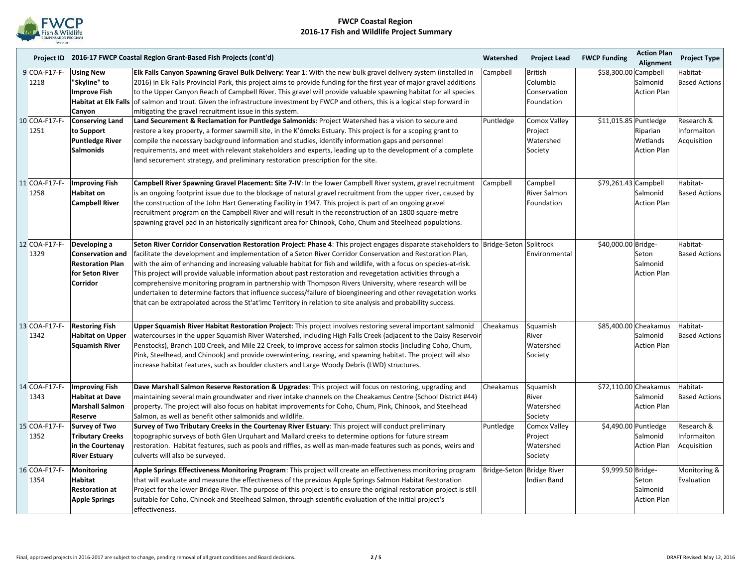# FWCP Coastal Region
## 2016-17 Fish and Wildlife Project Summary

| | Project ID | 2016-17 FWCP Coastal Region Grant-Based Fish Projects (cont'd) | | Watershed | Project Lead | FWCP Funding | Action Plan Alignment | Project Type |
|---|---|---|---|---|---|---|---|---|
| 9 | COA-F17-F-1218 | **Using New "Skyline" to Improve Fish Habitat at Elk Falls Canyon** | **Elk Falls Canyon Spawning Gravel Bulk Delivery: Year 1**: With the new bulk gravel delivery system (installed in 2016) in Elk Falls Provincial Park, this project aims to provide funding for the first year of major gravel additions to the Upper Canyon Reach of Campbell River. This gravel will provide valuable spawning habitat for all species of salmon and trout. Given the infrastructure investment by FWCP and others, this is a logical step forward in mitigating the gravel recruitment issue in this system. | Campbell | British Columbia Conservation Foundation | $58,300.00 | Campbell Salmonid Action Plan | Habitat-Based Actions |
| 10 | COA-F17-F-1251 | **Conserving Land to Support Puntledge River Salmonids** | **Land Securement & Reclamation for Puntledge Salmonids**: Project Watershed has a vision to secure and restore a key property, a former sawmill site, in the K'ómoks Estuary. This project is for a scoping grant to compile the necessary background information and studies, identify information gaps and personnel requirements, and meet with relevant stakeholders and experts, leading up to the development of a complete land securement strategy, and preliminary restoration prescription for the site. | Puntledge | Comox Valley Project Watershed Society | $11,015.85 | Puntledge Riparian Wetlands Action Plan | Research & Informaiton Acquisition |
| 11 | COA-F17-F-1258 | **Improving Fish Habitat on Campbell River** | **Campbell River Spawning Gravel Placement: Site 7-IV**: In the lower Campbell River system, gravel recruitment is an ongoing footprint issue due to the blockage of natural gravel recruitment from the upper river, caused by the construction of the John Hart Generating Facility in 1947. This project is part of an ongoing gravel recruitment program on the Campbell River and will result in the reconstruction of an 1800 square-metre spawning gravel pad in an historically significant area for Chinook, Coho, Chum and Steelhead populations. | Campbell | Campbell River Salmon Foundation | $79,261.43 | Campbell Salmonid Action Plan | Habitat-Based Actions |
| 12 | COA-F17-F-1329 | **Developing a Conservation and Restoration Plan for Seton River Corridor** | **Seton River Corridor Conservation Restoration Project: Phase 4**: This project engages disparate stakeholders to facilitate the development and implementation of a Seton River Corridor Conservation and Restoration Plan, with the aim of enhancing and increasing valuable habitat for fish and wildlife, with a focus on species-at-risk. This project will provide valuable information about past restoration and revegetation activities through a comprehensive monitoring program in partnership with Thompson Rivers University, where research will be undertaken to determine factors that influence success/failure of bioengineering and other revegetation works that can be extrapolated across the St'at'imc Territory in relation to site analysis and probability success. | Bridge-Seton | Splitrock Environmental | $40,000.00 | Bridge-Seton Salmonid Action Plan | Habitat-Based Actions |
| 13 | COA-F17-F-1342 | **Restoring Fish Habitat on Upper Squamish River** | **Upper Squamish River Habitat Restoration Project**: This project involves restoring several important salmonid watercourses in the upper Squamish River Watershed, including High Falls Creek (adjacent to the Daisy Reservoir Penstocks), Branch 100 Creek, and Mile 22 Creek, to improve access for salmon stocks (including Coho, Chum, Pink, Steelhead, and Chinook) and provide overwintering, rearing, and spawning habitat. The project will also increase habitat features, such as boulder clusters and Large Woody Debris (LWD) structures. | Cheakamus | Squamish River Watershed Society | $85,400.00 | Cheakamus Salmonid Action Plan | Habitat-Based Actions |
| 14 | COA-F17-F-1343 | **Improving Fish Habitat at Dave Marshall Salmon Reserve** | **Dave Marshall Salmon Reserve Restoration & Upgrades**: This project will focus on restoring, upgrading and maintaining several main groundwater and river intake channels on the Cheakamus Centre (School District #44) property. The project will also focus on habitat improvements for Coho, Chum, Pink, Chinook, and Steelhead Salmon, as well as benefit other salmonids and wildlife. | Cheakamus | Squamish River Watershed Society | $72,110.00 | Cheakamus Salmonid Action Plan | Habitat-Based Actions |
| 15 | COA-F17-F-1352 | **Survey of Two Tributary Creeks in the Courtenay River Estuary** | **Survey of Two Tributary Creeks in the Courtenay River Estuary**: This project will conduct preliminary topographic surveys of both Glen Urquhart and Mallard creeks to determine options for future stream restoration. Habitat features, such as pools and riffles, as well as man-made features such as ponds, weirs and culverts will also be surveyed. | Puntledge | Comox Valley Project Watershed Society | $4,490.00 | Puntledge Salmonid Action Plan | Research & Informaiton Acquisition |
| 16 | COA-F17-F-1354 | **Monitoring Habitat Restoration at Apple Springs** | **Apple Springs Effectiveness Monitoring Program**: This project will create an effectiveness monitoring program that will evaluate and measure the effectiveness of the previous Apple Springs Salmon Habitat Restoration Project for the lower Bridge River. The purpose of this project is to ensure the original restoration project is still suitable for Coho, Chinook and Steelhead Salmon, through scientific evaluation of the initial project's effectiveness. | Bridge-Seton | Bridge River Indian Band | $9,999.50 | Bridge-Seton Salmonid Action Plan | Monitoring & Evaluation |

Final, approved projects in 2016-2017 are subject to change, pending removal of all grant conditions and Board decisions.

DRAFT Revised: May 12, 2016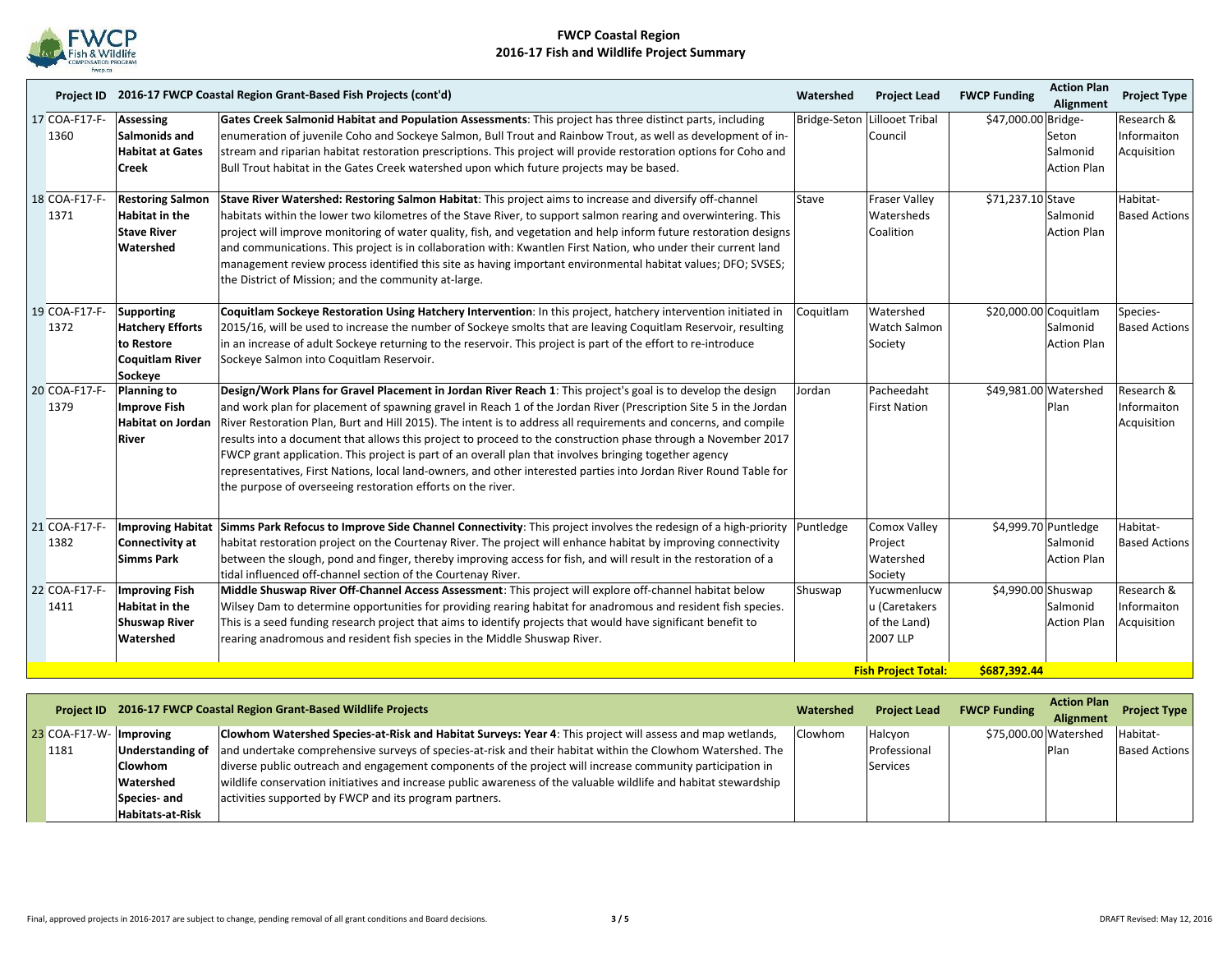# FWCP Coastal Region
## 2016-17 Fish and Wildlife Project Summary

| | Project ID | 2016-17 FWCP Coastal Region Grant-Based Fish Projects (cont'd) | | Watershed | Project Lead | FWCP Funding | Action Plan Alignment | Project Type |
|---|---|---|---|---|---|---|---|---|
| 17 | COA-F17-F-1360 | **Assessing Salmonids and Habitat at Gates Creek** | **Gates Creek Salmonid Habitat and Population Assessments**: This project has three distinct parts, including enumeration of juvenile Coho and Sockeye Salmon, Bull Trout and Rainbow Trout, as well as development of in-stream and riparian habitat restoration prescriptions. This project will provide restoration options for Coho and Bull Trout habitat in the Gates Creek watershed upon which future projects may be based. | Bridge-Seton | Lillooet Tribal Council | $47,000.00 | Bridge-Seton Salmonid Action Plan | Research & Informaiton Acquisition |
| 18 | COA-F17-F-1371 | **Restoring Salmon Habitat in the Stave River Watershed** | **Stave River Watershed: Restoring Salmon Habitat**: This project aims to increase and diversify off-channel habitats within the lower two kilometres of the Stave River, to support salmon rearing and overwintering. This project will improve monitoring of water quality, fish, and vegetation and help inform future restoration designs and communications. This project is in collaboration with: Kwantlen First Nation, who under their current land management review process identified this site as having important environmental habitat values; DFO; SVSES; the District of Mission; and the community at-large. | Stave | Fraser Valley Watersheds Coalition | $71,237.10 | Stave Salmonid Action Plan | Habitat-Based Actions |
| 19 | COA-F17-F-1372 | **Supporting Hatchery Efforts to Restore Coquitlam River Sockeye** | **Coquitlam Sockeye Restoration Using Hatchery Intervention**: In this project, hatchery intervention initiated in 2015/16, will be used to increase the number of Sockeye smolts that are leaving Coquitlam Reservoir, resulting in an increase of adult Sockeye returning to the reservoir. This project is part of the effort to re-introduce Sockeye Salmon into Coquitlam Reservoir. | Coquitlam | Watershed Watch Salmon Society | $20,000.00 | Coquitlam Salmonid Action Plan | Species-Based Actions |
| 20 | COA-F17-F-1379 | **Planning to Improve Fish Habitat on Jordan River** | **Design/Work Plans for Gravel Placement in Jordan River Reach 1**: This project's goal is to develop the design and work plan for placement of spawning gravel in Reach 1 of the Jordan River (Prescription Site 5 in the Jordan River Restoration Plan, Burt and Hill 2015). The intent is to address all requirements and concerns, and compile results into a document that allows this project to proceed to the construction phase through a November 2017 FWCP grant application. This project is part of an overall plan that involves bringing together agency representatives, First Nations, local land-owners, and other interested parties into Jordan River Round Table for the purpose of overseeing restoration efforts on the river. | Jordan | Pacheedaht First Nation | $49,981.00 | Watershed Plan | Research & Informaiton Acquisition |
| 21 | COA-F17-F-1382 | **Improving Habitat Connectivity at Simms Park** | **Simms Park Refocus to Improve Side Channel Connectivity**: This project involves the redesign of a high-priority habitat restoration project on the Courtenay River. The project will enhance habitat by improving connectivity between the slough, pond and finger, thereby improving access for fish, and will result in the restoration of a tidal influenced off-channel section of the Courtenay River. | Puntledge | Comox Valley Project Watershed Society | $4,999.70 | Puntledge Salmonid Action Plan | Habitat-Based Actions |
| 22 | COA-F17-F-1411 | **Improving Fish Habitat in the Shuswap River Watershed** | **Middle Shuswap River Off-Channel Access Assessment**: This project will explore off-channel habitat below Wilsey Dam to determine opportunities for providing rearing habitat for anadromous and resident fish species. This is a seed funding research project that aims to identify projects that would have significant benefit to rearing anadromous and resident fish species in the Middle Shuswap River. | Shuswap | Yucwmenlucwu (Caretakers of the Land) 2007 LLP | $4,990.00 | Shuswap Salmonid Action Plan | Research & Informaiton Acquisition |
| | | | | | **Fish Project Total:** | **$687,392.44** | | |

| | Project ID | 2016-17 FWCP Coastal Region Grant-Based Wildlife Projects | | Watershed | Project Lead | FWCP Funding | Action Plan Alignment | Project Type |
|---|---|---|---|---|---|---|---|---|
| 23 | COA-F17-W-1181 | **Improving Understanding of Clowhom Watershed Species- and Habitats-at-Risk** | **Clowhom Watershed Species-at-Risk and Habitat Surveys: Year 4**: This project will assess and map wetlands, and undertake comprehensive surveys of species-at-risk and their habitat within the Clowhom Watershed. The diverse public outreach and engagement components of the project will increase community participation in wildlife conservation initiatives and increase public awareness of the valuable wildlife and habitat stewardship activities supported by FWCP and its program partners. | Clowhom | Halcyon Professional Services | $75,000.00 | Watershed Plan | Habitat-Based Actions |

Final, approved projects in 2016-2017 are subject to change, pending removal of all grant conditions and Board decisions.

DRAFT Revised: May 12, 2016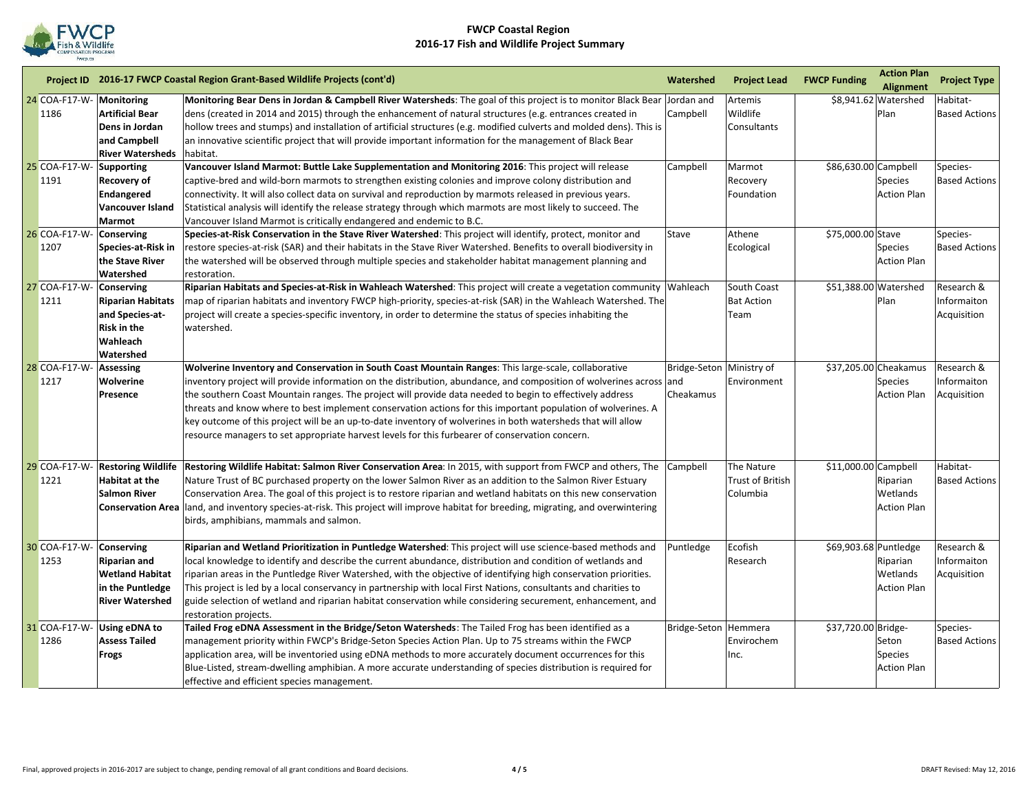# FWCP Coastal Region
## 2016-17 Fish and Wildlife Project Summary

| | Project ID | 2016-17 FWCP Coastal Region Grant-Based Wildlife Projects (cont'd) | | Watershed | Project Lead | FWCP Funding | Action Plan Alignment | Project Type |
|---|---|---|---|---|---|---|---|---|
| 24 | COA-F17-W-1186 | **Monitoring Artificial Bear Dens in Jordan and Campbell River Watersheds** | **Monitoring Bear Dens in Jordan & Campbell River Watersheds**: The goal of this project is to monitor Black Bear dens (created in 2014 and 2015) through the enhancement of natural structures (e.g. entrances created in hollow trees and stumps) and installation of artificial structures (e.g. modified culverts and molded dens). This is an innovative scientific project that will provide important information for the management of Black Bear habitat. | Jordan and Campbell | Artemis Wildlife Consultants | $8,941.62 | Watershed Plan | Habitat-Based Actions |
| 25 | COA-F17-W-1191 | **Supporting Recovery of Endangered Vancouver Island Marmot** | **Vancouver Island Marmot: Buttle Lake Supplementation and Monitoring 2016**: This project will release captive-bred and wild-born marmots to strengthen existing colonies and improve colony distribution and connectivity. It will also collect data on survival and reproduction by marmots released in previous years. Statistical analysis will identify the release strategy through which marmots are most likely to succeed. The Vancouver Island Marmot is critically endangered and endemic to B.C. | Campbell | Marmot Recovery Foundation | $86,630.00 | Campbell Species Action Plan | Species-Based Actions |
| 26 | COA-F17-W-1207 | **Conserving Species-at-Risk in the Stave River Watershed** | **Species-at-Risk Conservation in the Stave River Watershed**: This project will identify, protect, monitor and restore species-at-risk (SAR) and their habitats in the Stave River Watershed. Benefits to overall biodiversity in the watershed will be observed through multiple species and stakeholder habitat management planning and restoration. | Stave | Athene Ecological | $75,000.00 | Stave Species Action Plan | Species-Based Actions |
| 27 | COA-F17-W-1211 | **Conserving Riparian Habitats and Species-at-Risk in the Wahleach Watershed** | **Riparian Habitats and Species-at-Risk in Wahleach Watershed**: This project will create a vegetation community map of riparian habitats and inventory FWCP high-priority, species-at-risk (SAR) in the Wahleach Watershed. The project will create a species-specific inventory, in order to determine the status of species inhabiting the watershed. | Wahleach | South Coast Bat Action Team | $51,388.00 | Watershed Plan | Research & Informaiton Acquisition |
| 28 | COA-F17-W-1217 | **Assessing Wolverine Presence** | **Wolverine Inventory and Conservation in South Coast Mountain Ranges**: This large-scale, collaborative inventory project will provide information on the distribution, abundance, and composition of wolverines across the southern Coast Mountain ranges. The project will provide data needed to begin to effectively address threats and know where to best implement conservation actions for this important population of wolverines. A key outcome of this project will be an up-to-date inventory of wolverines in both watersheds that will allow resource managers to set appropriate harvest levels for this furbearer of conservation concern. | Bridge-Seton and Cheakamus | Ministry of Environment | $37,205.00 | Cheakamus Species Action Plan | Research & Informaiton Acquisition |
| 29 | COA-F17-W-1221 | **Restoring Wildlife Habitat at the Salmon River Conservation Area** | **Restoring Wildlife Habitat: Salmon River Conservation Area**: In 2015, with support from FWCP and others, The Nature Trust of BC purchased property on the lower Salmon River as an addition to the Salmon River Estuary Conservation Area. The goal of this project is to restore riparian and wetland habitats on this new conservation land, and inventory species-at-risk. This project will improve habitat for breeding, migrating, and overwintering birds, amphibians, mammals and salmon. | Campbell | The Nature Trust of British Columbia | $11,000.00 | Campbell Riparian Wetlands Action Plan | Habitat-Based Actions |
| 30 | COA-F17-W-1253 | **Conserving Riparian and Wetland Habitat in the Puntledge River Watershed** | **Riparian and Wetland Prioritization in Puntledge Watershed**: This project will use science-based methods and local knowledge to identify and describe the current abundance, distribution and condition of wetlands and riparian areas in the Puntledge River Watershed, with the objective of identifying high conservation priorities. This project is led by a local conservancy in partnership with local First Nations, consultants and charities to guide selection of wetland and riparian habitat conservation while considering securement, enhancement, and restoration projects. | Puntledge | Ecofish Research | $69,903.68 | Puntledge Riparian Wetlands Action Plan | Research & Informaiton Acquisition |
| 31 | COA-F17-W-1286 | **Using eDNA to Assess Tailed Frogs** | **Tailed Frog eDNA Assessment in the Bridge/Seton Watersheds**: The Tailed Frog has been identified as a management priority within FWCP's Bridge-Seton Species Action Plan. Up to 75 streams within the FWCP application area, will be inventoried using eDNA methods to more accurately document occurrences for this Blue-Listed, stream-dwelling amphibian. A more accurate understanding of species distribution is required for effective and efficient species management. | Bridge-Seton | Hemmera Envirochem Inc. | $37,720.00 | Bridge-Seton Species Action Plan | Species-Based Actions |

Final, approved projects in 2016-2017 are subject to change, pending removal of all grant conditions and Board decisions.

DRAFT Revised: May 12, 2016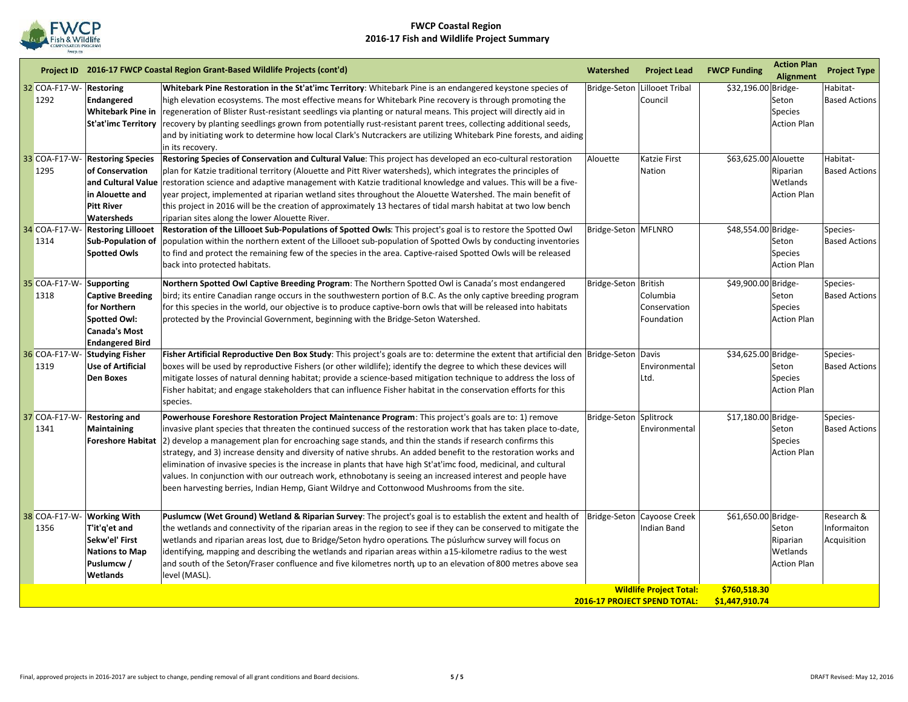# FWCP Coastal Region
## 2016-17 Fish and Wildlife Project Summary

| | Project ID | 2016-17 FWCP Coastal Region Grant-Based Wildlife Projects (cont'd) | | Watershed | Project Lead | FWCP Funding | Action Plan Alignment | Project Type |
|---|---|---|---|---|---|---|---|---|
| 32 | COA-F17-W-1292 | **Restoring Endangered Whitebark Pine in St'at'imc Territory** | **Whitebark Pine Restoration in the St'at'imc Territory**: Whitebark Pine is an endangered keystone species of high elevation ecosystems. The most effective means for Whitebark Pine recovery is through promoting the regeneration of Blister Rust-resistant seedlings via planting or natural means. This project will directly aid in recovery by planting seedlings grown from potentially rust-resistant parent trees, collecting additional seeds, and by initiating work to determine how local Clark's Nutcrackers are utilizing Whitebark Pine forests, and aiding in its recovery. | Bridge-Seton | Lillooet Tribal Council | $32,196.00 | Bridge-Seton Species Action Plan | Habitat-Based Actions |
| 33 | COA-F17-W-1295 | **Restoring Species of Conservation and Cultural Value in Alouette and Pitt River Watersheds** | **Restoring Species of Conservation and Cultural Value**: This project has developed an eco-cultural restoration plan for Katzie traditional territory (Alouette and Pitt River watersheds), which integrates the principles of restoration science and adaptive management with Katzie traditional knowledge and values. This will be a five-year project, implemented at riparian wetland sites throughout the Alouette Watershed. The main benefit of this project in 2016 will be the creation of approximately 13 hectares of tidal marsh habitat at two low bench riparian sites along the lower Alouette River. | Alouette | Katzie First Nation | $63,625.00 | Alouette Riparian Wetlands Action Plan | Habitat-Based Actions |
| 34 | COA-F17-W-1314 | **Restoring Lillooet Sub-Population of Spotted Owls** | **Restoration of the Lillooet Sub-Populations of Spotted Owls**: This project's goal is to restore the Spotted Owl population within the northern extent of the Lillooet sub-population of Spotted Owls by conducting inventories to find and protect the remaining few of the species in the area. Captive-raised Spotted Owls will be released back into protected habitats. | Bridge-Seton | MFLNRO | $48,554.00 | Bridge-Seton Species Action Plan | Species-Based Actions |
| 35 | COA-F17-W-1318 | **Supporting Captive Breeding for Northern Spotted Owl: Canada's Most Endangered Bird** | **Northern Spotted Owl Captive Breeding Program**: The Northern Spotted Owl is Canada's most endangered bird; its entire Canadian range occurs in the southwestern portion of B.C. As the only captive breeding program for this species in the world, our objective is to produce captive-born owls that will be released into habitats protected by the Provincial Government, beginning with the Bridge-Seton Watershed. | Bridge-Seton | British Columbia Conservation Foundation | $49,900.00 | Bridge-Seton Species Action Plan | Species-Based Actions |
| 36 | COA-F17-W-1319 | **Studying Fisher Use of Artificial Den Boxes** | **Fisher Artificial Reproductive Den Box Study**: This project's goals are to: determine the extent that artificial den boxes will be used by reproductive Fishers (or other wildlife); identify the degree to which these devices will mitigate losses of natural denning habitat; provide a science-based mitigation technique to address the loss of Fisher habitat; and engage stakeholders that can influence Fisher habitat in the conservation efforts for this species. | Bridge-Seton | Davis Environmental Ltd. | $34,625.00 | Bridge-Seton Species Action Plan | Species-Based Actions |
| 37 | COA-F17-W-1341 | **Restoring and Maintaining Foreshore Habitat** | **Powerhouse Foreshore Restoration Project Maintenance Program**: This project's goals are to: 1) remove invasive plant species that threaten the continued success of the restoration work that has taken place to-date, 2) develop a management plan for encroaching sage stands, and thin the stands if research confirms this strategy, and 3) increase density and diversity of native shrubs. An added benefit to the restoration works and elimination of invasive species is the increase in plants that have high St'at'imc food, medicinal, and cultural values. In conjunction with our outreach work, ethnobotany is seeing an increased interest and people have been harvesting berries, Indian Hemp, Giant Wildrye and Cottonwood Mushrooms from the site. | Bridge-Seton | Splitrock Environmental | $17,180.00 | Bridge-Seton Species Action Plan | Species-Based Actions |
| 38 | COA-F17-W-1356 | **Working With T'it'q'et and Sekw'el' First Nations to Map Puslumcw / Wetlands** | **Puslumcw (Wet Ground) Wetland & Riparian Survey**: The project's goal is to establish the extent and health of the wetlands and connectivity of the riparian areas in the region to see if they can be conserved to mitigate the wetlands and riparian areas lost due to Bridge/Seton hydro operations. The púsluḿcw survey will focus on identifying, mapping and describing the wetlands and riparian areas within a15-kilometre radius to the west and south of the Seton/Fraser confluence and five kilometres north up to an elevation of 800 metres above sea level (MASL). | Bridge-Seton | Cayoose Creek Indian Band | $61,650.00 | Bridge-Seton Riparian Wetlands Action Plan | Research & Informaiton Acquisition |
| | | | | | **Wildlife Project Total:** | **$760,518.30** | | |
| | | | | | **2016-17 PROJECT SPEND TOTAL:** | **$1,447,910.74** | | |

Final, approved projects in 2016-2017 are subject to change, pending removal of all grant conditions and Board decisions.

DRAFT Revised: May 12, 2016